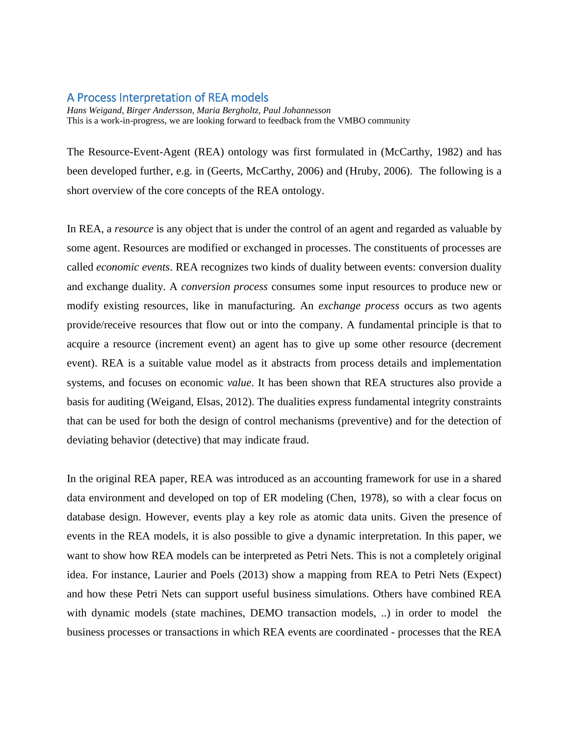# A Process Interpretation of REA models

*Hans Weigand, Birger Andersson, Maria Bergholtz, Paul Johannesson*
This is a work-in-progress, we are looking forward to feedback from the VMBO community

The Resource-Event-Agent (REA) ontology was first formulated in (McCarthy, 1982) and has been developed further, e.g. in (Geerts, McCarthy, 2006) and (Hruby, 2006). The following is a short overview of the core concepts of the REA ontology.

In REA, a *resource* is any object that is under the control of an agent and regarded as valuable by some agent. Resources are modified or exchanged in processes. The constituents of processes are called *economic events*. REA recognizes two kinds of duality between events: conversion duality and exchange duality. A *conversion process* consumes some input resources to produce new or modify existing resources, like in manufacturing. An *exchange process* occurs as two agents provide/receive resources that flow out or into the company. A fundamental principle is that to acquire a resource (increment event) an agent has to give up some other resource (decrement event). REA is a suitable value model as it abstracts from process details and implementation systems, and focuses on economic *value*. It has been shown that REA structures also provide a basis for auditing (Weigand, Elsas, 2012). The dualities express fundamental integrity constraints that can be used for both the design of control mechanisms (preventive) and for the detection of deviating behavior (detective) that may indicate fraud.

In the original REA paper, REA was introduced as an accounting framework for use in a shared data environment and developed on top of ER modeling (Chen, 1978), so with a clear focus on database design. However, events play a key role as atomic data units. Given the presence of events in the REA models, it is also possible to give a dynamic interpretation. In this paper, we want to show how REA models can be interpreted as Petri Nets. This is not a completely original idea. For instance, Laurier and Poels (2013) show a mapping from REA to Petri Nets (Expect) and how these Petri Nets can support useful business simulations. Others have combined REA with dynamic models (state machines, DEMO transaction models, ..) in order to model the business processes or transactions in which REA events are coordinated - processes that the REA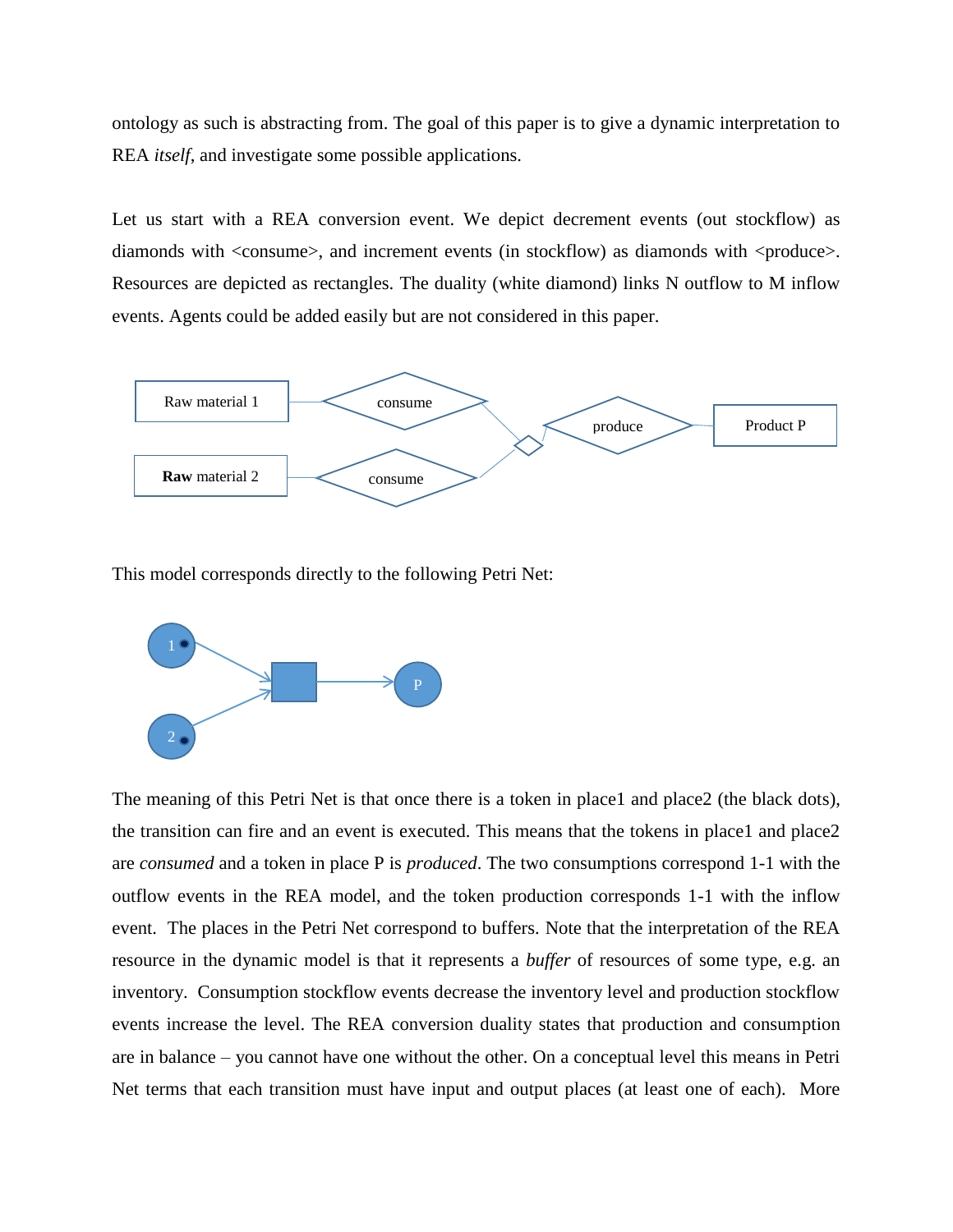ontology as such is abstracting from. The goal of this paper is to give a dynamic interpretation to REA *itself*, and investigate some possible applications.

Let us start with a REA conversion event. We depict decrement events (out stockflow) as diamonds with <consume>, and increment events (in stockflow) as diamonds with <produce>. Resources are depicted as rectangles. The duality (white diamond) links N outflow to M inflow events. Agents could be added easily but are not considered in this paper.

This model corresponds directly to the following Petri Net:

The meaning of this Petri Net is that once there is a token in place1 and place2 (the black dots), the transition can fire and an event is executed. This means that the tokens in place1 and place2 are *consumed* and a token in place P is *produced*. The two consumptions correspond 1-1 with the outflow events in the REA model, and the token production corresponds 1-1 with the inflow event. The places in the Petri Net correspond to buffers. Note that the interpretation of the REA resource in the dynamic model is that it represents a *buffer* of resources of some type, e.g. an inventory. Consumption stockflow events decrease the inventory level and production stockflow events increase the level. The REA conversion duality states that production and consumption are in balance – you cannot have one without the other. On a conceptual level this means in Petri Net terms that each transition must have input and output places (at least one of each). More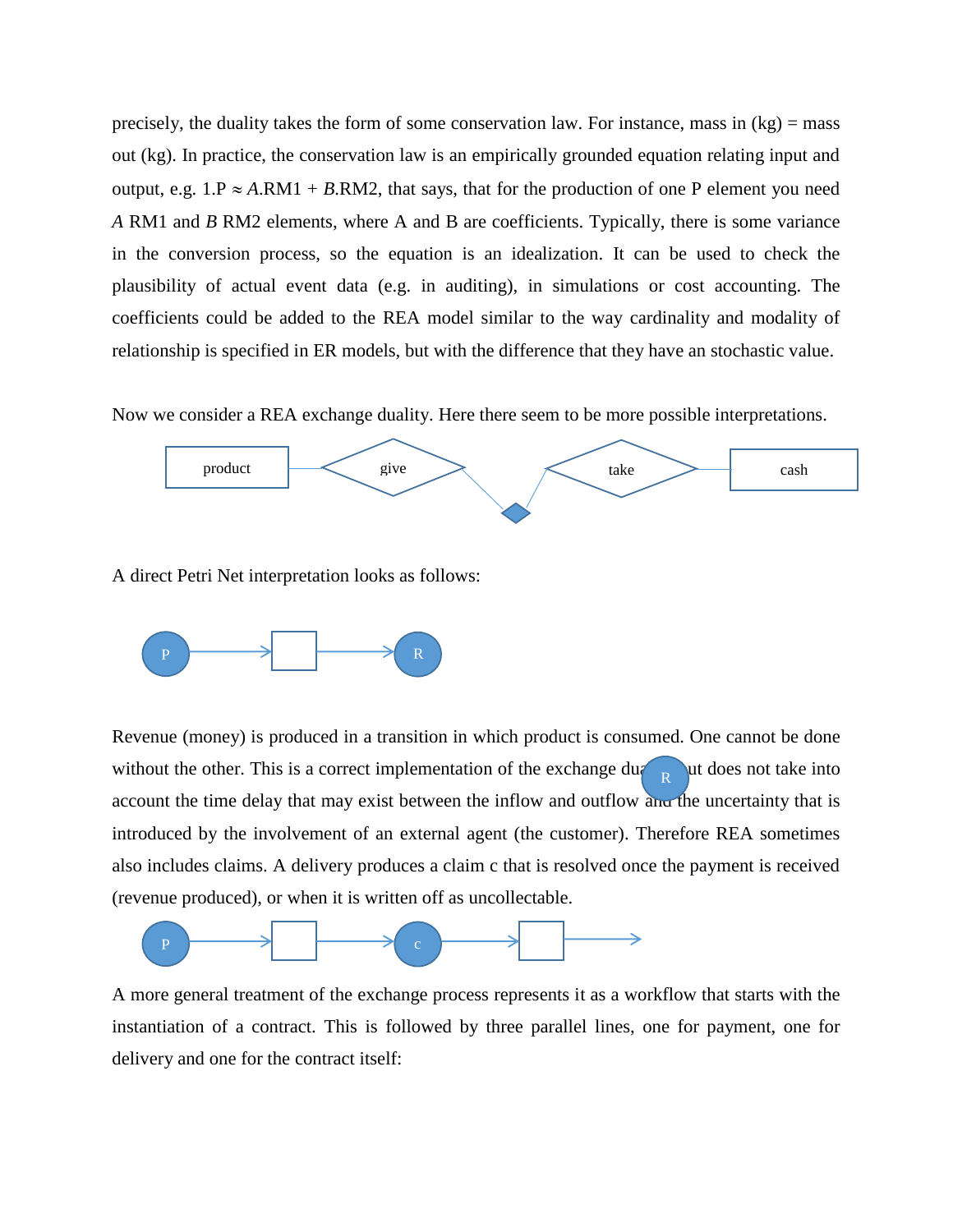precisely, the duality takes the form of some conservation law. For instance, mass in (kg) = mass out (kg). In practice, the conservation law is an empirically grounded equation relating input and output, e.g. $1.P \approx A.RM1 + B.RM2$, that says, that for the production of one P element you need *A* RM1 and *B* RM2 elements, where A and B are coefficients. Typically, there is some variance in the conversion process, so the equation is an idealization. It can be used to check the plausibility of actual event data (e.g. in auditing), in simulations or cost accounting. The coefficients could be added to the REA model similar to the way cardinality and modality of relationship is specified in ER models, but with the difference that they have an stochastic value.

Now we consider a REA exchange duality. Here there seem to be more possible interpretations.

product — give — take — cash

A direct Petri Net interpretation looks as follows:

P → ▢ → R

Revenue (money) is produced in a transition in which product is consumed. One cannot be done without the other. This is a correct implementation of the exchange duality but does not take into account the time delay that may exist between the inflow and outflow and the uncertainty that is introduced by the involvement of an external agent (the customer). Therefore REA sometimes also includes claims. A delivery produces a claim c that is resolved once the payment is received (revenue produced), or when it is written off as uncollectable.

P → ▢ → c → ▢ →

A more general treatment of the exchange process represents it as a workflow that starts with the instantiation of a contract. This is followed by three parallel lines, one for payment, one for delivery and one for the contract itself: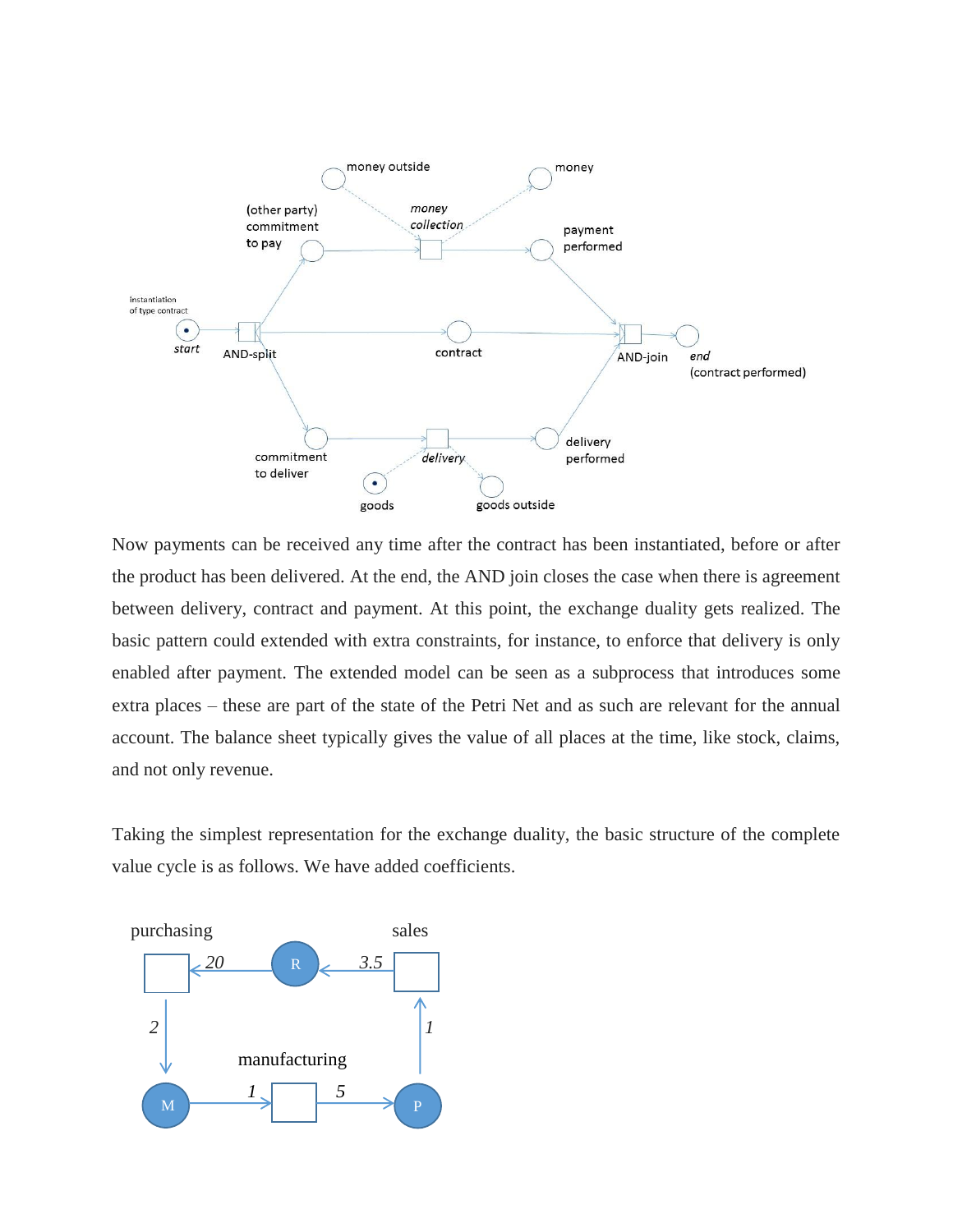Now payments can be received any time after the contract has been instantiated, before or after the product has been delivered. At the end, the AND join closes the case when there is agreement between delivery, contract and payment. At this point, the exchange duality gets realized. The basic pattern could extended with extra constraints, for instance, to enforce that delivery is only enabled after payment. The extended model can be seen as a subprocess that introduces some extra places – these are part of the state of the Petri Net and as such are relevant for the annual account. The balance sheet typically gives the value of all places at the time, like stock, claims, and not only revenue.

Taking the simplest representation for the exchange duality, the basic structure of the complete value cycle is as follows. We have added coefficients.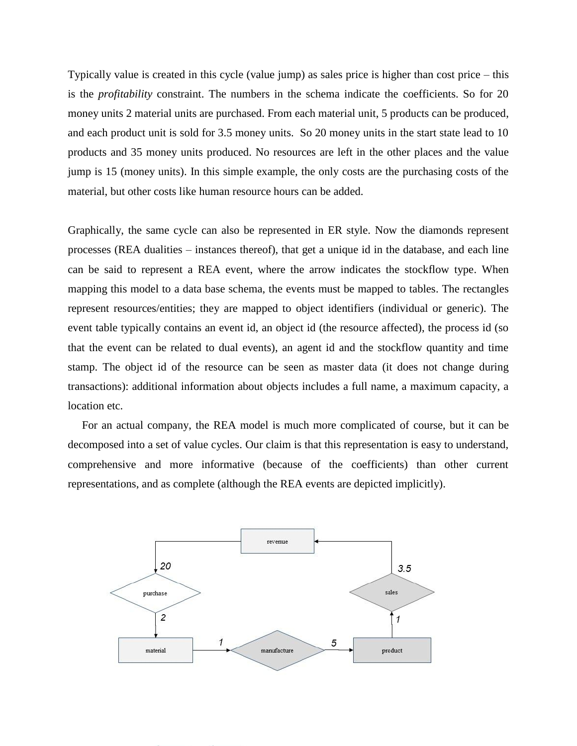Typically value is created in this cycle (value jump) as sales price is higher than cost price – this is the *profitability* constraint. The numbers in the schema indicate the coefficients. So for 20 money units 2 material units are purchased. From each material unit, 5 products can be produced, and each product unit is sold for 3.5 money units. So 20 money units in the start state lead to 10 products and 35 money units produced. No resources are left in the other places and the value jump is 15 (money units). In this simple example, the only costs are the purchasing costs of the material, but other costs like human resource hours can be added.

Graphically, the same cycle can also be represented in ER style. Now the diamonds represent processes (REA dualities – instances thereof), that get a unique id in the database, and each line can be said to represent a REA event, where the arrow indicates the stockflow type. When mapping this model to a data base schema, the events must be mapped to tables. The rectangles represent resources/entities; they are mapped to object identifiers (individual or generic). The event table typically contains an event id, an object id (the resource affected), the process id (so that the event can be related to dual events), an agent id and the stockflow quantity and time stamp. The object id of the resource can be seen as master data (it does not change during transactions): additional information about objects includes a full name, a maximum capacity, a location etc.

For an actual company, the REA model is much more complicated of course, but it can be decomposed into a set of value cycles. Our claim is that this representation is easy to understand, comprehensive and more informative (because of the coefficients) than other current representations, and as complete (although the REA events are depicted implicitly).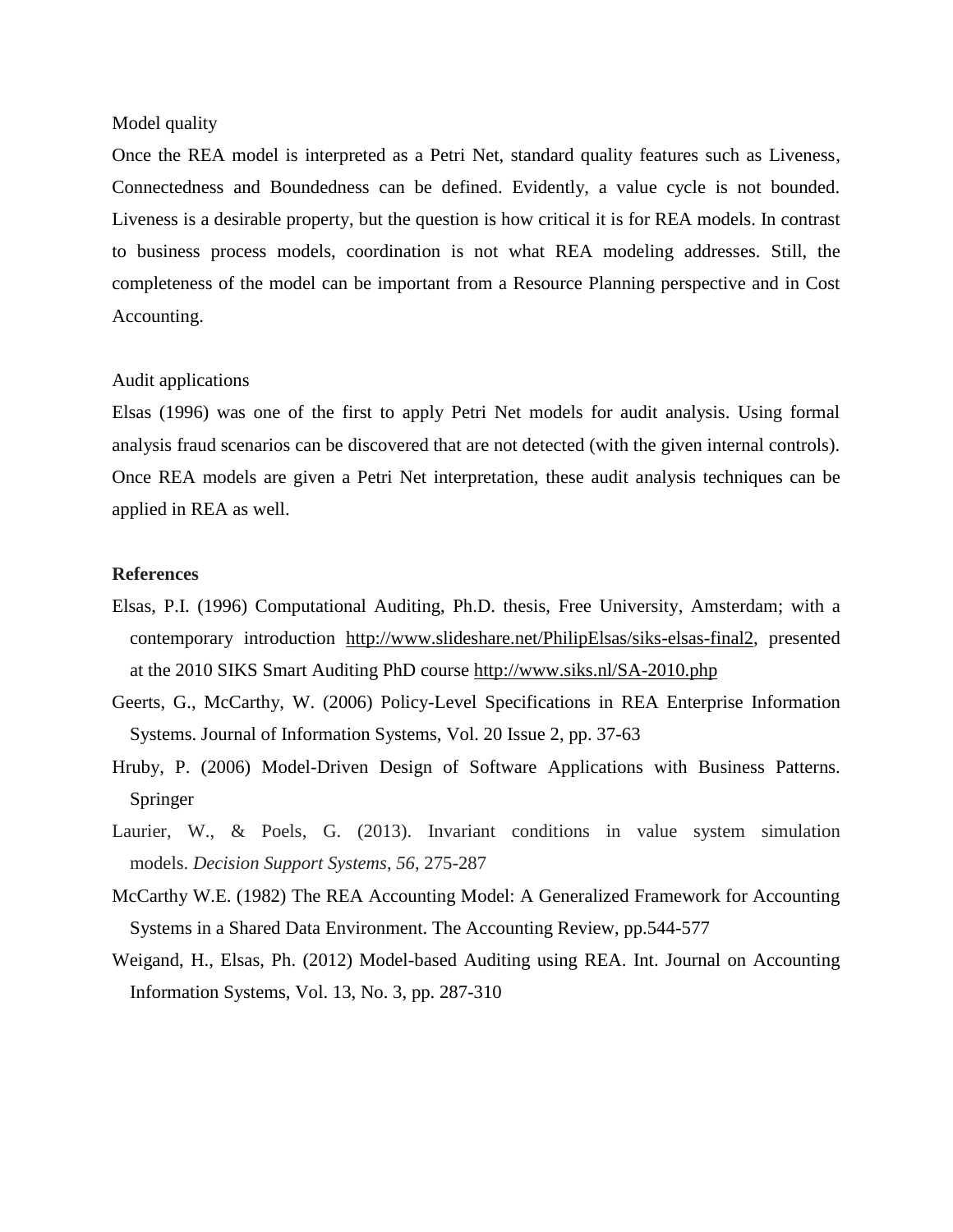Model quality

Once the REA model is interpreted as a Petri Net, standard quality features such as Liveness, Connectedness and Boundedness can be defined. Evidently, a value cycle is not bounded. Liveness is a desirable property, but the question is how critical it is for REA models. In contrast to business process models, coordination is not what REA modeling addresses. Still, the completeness of the model can be important from a Resource Planning perspective and in Cost Accounting.

Audit applications

Elsas (1996) was one of the first to apply Petri Net models for audit analysis. Using formal analysis fraud scenarios can be discovered that are not detected (with the given internal controls). Once REA models are given a Petri Net interpretation, these audit analysis techniques can be applied in REA as well.

**References**

Elsas, P.I. (1996) Computational Auditing, Ph.D. thesis, Free University, Amsterdam; with a contemporary introduction http://www.slideshare.net/PhilipElsas/siks-elsas-final2, presented at the 2010 SIKS Smart Auditing PhD course http://www.siks.nl/SA-2010.php

Geerts, G., McCarthy, W. (2006) Policy-Level Specifications in REA Enterprise Information Systems. Journal of Information Systems, Vol. 20 Issue 2, pp. 37-63

Hruby, P. (2006) Model-Driven Design of Software Applications with Business Patterns. Springer

Laurier, W., & Poels, G. (2013). Invariant conditions in value system simulation models. *Decision Support Systems*, *56*, 275-287

McCarthy W.E. (1982) The REA Accounting Model: A Generalized Framework for Accounting Systems in a Shared Data Environment. The Accounting Review, pp.544-577

Weigand, H., Elsas, Ph. (2012) Model-based Auditing using REA. Int. Journal on Accounting Information Systems, Vol. 13, No. 3, pp. 287-310